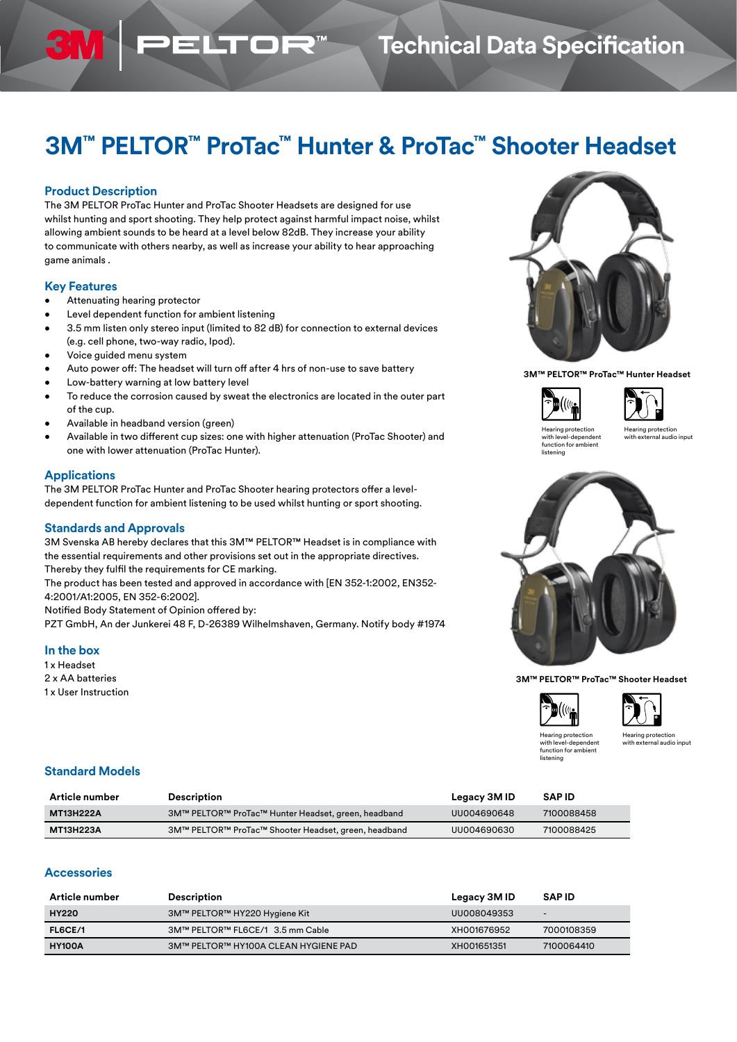# 3M™ PELTOR™ ProTac™ Hunter & ProTac™ Shooter Headset

## Product Description

The 3M PELTOR ProTac Hunter and ProTac Shooter Headsets are designed for use whilst hunting and sport shooting. They help protect against harmful impact noise, whilst allowing ambient sounds to be heard at a level below 82dB. They increase your ability to communicate with others nearby, as well as increase your ability to hear approaching game animals .

## Key Features

- Attenuating hearing protector
- Level dependent function for ambient listening
- 3.5 mm listen only stereo input (limited to 82 dB) for connection to external devices (e.g. cell phone, two-way radio, Ipod).
- Voice guided menu system
- Auto power off: The headset will turn off after 4 hrs of non-use to save battery
- Low-battery warning at low battery level
- To reduce the corrosion caused by sweat the electronics are located in the outer part of the cup.
- Available in headband version (green)
- Available in two different cup sizes: one with higher attenuation (ProTac Shooter) and one with lower attenuation (ProTac Hunter).

3M™ PELTOR™ ProTac™ Hunter Headset

Hearing protection with level-dependent function for ambient listening

Hearing protection with external audio input

## Applications

The 3M PELTOR ProTac Hunter and ProTac Shooter hearing protectors offer a level-dependent function for ambient listening to be used whilst hunting or sport shooting.

## Standards and Approvals

3M Svenska AB hereby declares that this 3M™ PELTOR™ Headset is in compliance with the essential requirements and other provisions set out in the appropriate directives. Thereby they fulfil the requirements for CE marking.
The product has been tested and approved in accordance with [EN 352-1:2002, EN352-4:2001/A1:2005, EN 352-6:2002].
Notified Body Statement of Opinion offered by:
PZT GmbH, An der Junkerei 48 F, D-26389 Wilhelmshaven, Germany. Notify body #1974

## In the box

1 x Headset
2 x AA batteries
1 x User Instruction

3M™ PELTOR™ ProTac™ Shooter Headset

Hearing protection with level-dependent function for ambient listening

Hearing protection with external audio input

## Standard Models

| Article number | Description | Legacy 3M ID | SAP ID |
|---|---|---|---|
| **MT13H222A** | 3M™ PELTOR™ ProTac™ Hunter Headset, green, headband | UU004690648 | 7100088458 |
| **MT13H223A** | 3M™ PELTOR™ ProTac™ Shooter Headset, green, headband | UU004690630 | 7100088425 |

## Accessories

| Article number | Description | Legacy 3M ID | SAP ID |
|---|---|---|---|
| **HY220** | 3M™ PELTOR™ HY220 Hygiene Kit | UU008049353 | - |
| **FL6CE/1** | 3M™ PELTOR™ FL6CE/1 3.5 mm Cable | XH001676952 | 7000108359 |
| **HY100A** | 3M™ PELTOR™ HY100A CLEAN HYGIENE PAD | XH001651351 | 7100064410 |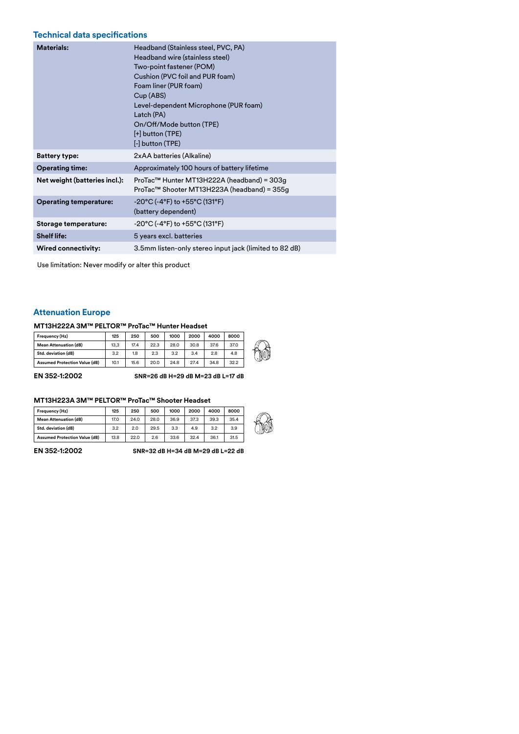## Technical data specifications

| | |
|---|---|
| **Materials:** | Headband (Stainless steel, PVC, PA)<br>Headband wire (stainless steel)<br>Two-point fastener (POM)<br>Cushion (PVC foil and PUR foam)<br>Foam liner (PUR foam)<br>Cup (ABS)<br>Level-dependent Microphone (PUR foam)<br>Latch (PA)<br>On/Off/Mode button (TPE)<br>[+] button (TPE)<br>[-] button (TPE) |
| **Battery type:** | 2xAA batteries (Alkaline) |
| **Operating time:** | Approximately 100 hours of battery lifetime |
| **Net weight (batteries incl.):** | ProTac™ Hunter MT13H222A (headband) = 303g<br>ProTac™ Shooter MT13H223A (headband) = 355g |
| **Operating temperature:** | -20°C (-4°F) to +55°C (131°F)<br>(battery dependent) |
| **Storage temperature:** | -20°C (-4°F) to +55°C (131°F) |
| **Shelf life:** | 5 years excl. batteries |
| **Wired connectivity:** | 3.5mm listen-only stereo input jack (limited to 82 dB) |

Use limitation: Never modify or alter this product

## Attenuation Europe

### MT13H222A 3M™ PELTOR™ ProTac™ Hunter Headset

| Frequency (Hz) | 125 | 250 | 500 | 1000 | 2000 | 4000 | 8000 |
|---|---|---|---|---|---|---|---|
| Mean Attenuation (dB) | 13,3 | 17.4 | 22.3 | 28.0 | 30.8 | 37.6 | 37.0 |
| Std. deviation (dB) | 3.2 | 1.8 | 2.3 | 3.2 | 3.4 | 2.8 | 4.8 |
| Assumed Protection Value (dB) | 10.1 | 15.6 | 20.0 | 24.8 | 27.4 | 34.8 | 32.2 |

**EN 352-1:2002** **SNR=26 dB H=29 dB M=23 dB L=17 dB**

### MT13H223A 3M™ PELTOR™ ProTac™ Shooter Headset

| Frequency (Hz) | 125 | 250 | 500 | 1000 | 2000 | 4000 | 8000 |
|---|---|---|---|---|---|---|---|
| Mean Attenuation (dB) | 17.0 | 24.0 | 28.0 | 36.9 | 37.3 | 39.3 | 35.4 |
| Std. deviation (dB) | 3.2 | 2.0 | 29.5 | 3.3 | 4.9 | 3.2 | 3.9 |
| Assumed Protection Value (dB) | 13.8 | 22.0 | 2.6 | 33.6 | 32.4 | 36.1 | 31.5 |

**EN 352-1:2002** **SNR=32 dB H=34 dB M=29 dB L=22 dB**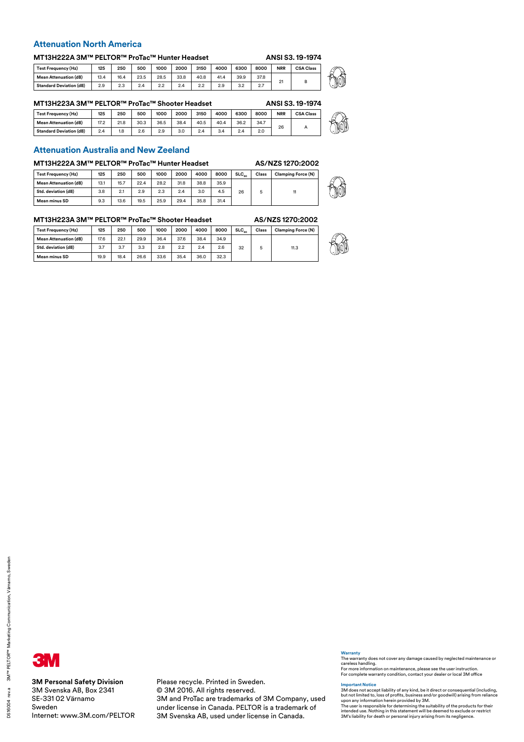## Attenuation North America

### MT13H222A 3M™ PELTOR™ ProTac™ Hunter Headset — ANSI S3. 19-1974

| Test Frequency (Hz) | 125 | 250 | 500 | 1000 | 2000 | 3150 | 4000 | 6300 | 8000 | NRR | CSA Class |
|---|---|---|---|---|---|---|---|---|---|---|---|
| Mean Attenuation (dB) | 13.4 | 16.4 | 23.5 | 28.5 | 33.8 | 40.8 | 41.4 | 39.9 | 37.8 | 21 | B |
| Standard Deviation (dB) | 2.9 | 2.3 | 2.4 | 2.2 | 2.4 | 2.2 | 2.9 | 3.2 | 2.7 | | |

### MT13H223A 3M™ PELTOR™ ProTac™ Shooter Headset — ANSI S3. 19-1974

| Test Frequency (Hz) | 125 | 250 | 500 | 1000 | 2000 | 3150 | 4000 | 6300 | 8000 | NRR | CSA Class |
|---|---|---|---|---|---|---|---|---|---|---|---|
| Mean Attenuation (dB) | 17.2 | 21.8 | 30.3 | 36.5 | 38.4 | 40.5 | 40.4 | 36.2 | 34.7 | 26 | A |
| Standard Deviation (dB) | 2.4 | 1.8 | 2.6 | 2.9 | 3.0 | 2.4 | 3.4 | 2.4 | 2.0 | | |

## Attenuation Australia and New Zeeland

### MT13H222A 3M™ PELTOR™ ProTac™ Hunter Headset — AS/NZS 1270:2002

| Test Frequency (Hz) | 125 | 250 | 500 | 1000 | 2000 | 4000 | 8000 | $SLC_{80}$ | Class | Clamping Force (N) |
|---|---|---|---|---|---|---|---|---|---|---|
| Mean Attenuation (dB) | 13.1 | 15.7 | 22.4 | 28.2 | 31.8 | 38.8 | 35.9 | 26 | 5 | 11 |
| Std. deviation (dB) | 3.8 | 2.1 | 2.9 | 2.3 | 2.4 | 3.0 | 4.5 | | | |
| Mean minus SD | 9.3 | 13.6 | 19.5 | 25.9 | 29.4 | 35.8 | 31.4 | | | |

### MT13H223A 3M™ PELTOR™ ProTac™ Shooter Headset — AS/NZS 1270:2002

| Test Frequency (Hz) | 125 | 250 | 500 | 1000 | 2000 | 4000 | 8000 | $SLC_{80}$ | Class | Clamping Force (N) |
|---|---|---|---|---|---|---|---|---|---|---|
| Mean Attenuation (dB) | 17.6 | 22.1 | 29.9 | 36.4 | 37.6 | 38.4 | 34.9 | 32 | 5 | 11.3 |
| Std. deviation (dB) | 3.7 | 3.7 | 3.3 | 2.8 | 2.2 | 2.4 | 2.6 | | | |
| Mean minus SD | 19.9 | 18.4 | 26.6 | 33.6 | 35.4 | 36.0 | 32.3 | | | |

**3M Personal Safety Division**
3M Svenska AB, Box 2341
SE-331 02 Värnamo
Sweden
Internet: www.3M.com/PELTOR

Please recycle. Printed in Sweden.
© 3M 2016. All rights reserved.
3M and ProTac are trademarks of 3M Company, used under license in Canada. PELTOR is a trademark of 3M Svenska AB, used under license in Canada.

**Warranty**
The warranty does not cover any damage caused by neglected maintenance or careless handling.
For more information on maintenance, please see the user instruction.
For complete warranty condition, contact your dealer or local 3M office

**Important Notice**
3M does not accept liability of any kind, be it direct or consequential (including, but not limited to, loss of profits, business and/or goodwill) arising from reliance upon any information herein provided by 3M.
The user is responsible for determining the suitability of the products for their intended use. Nothing in this statement will be deemed to exclude or restrict 3M's liability for death or personal injury arising from its negligence.

DS16004 rev.a 3M™ PELTOR™ Marketing Communication, Värnamo, Sweden